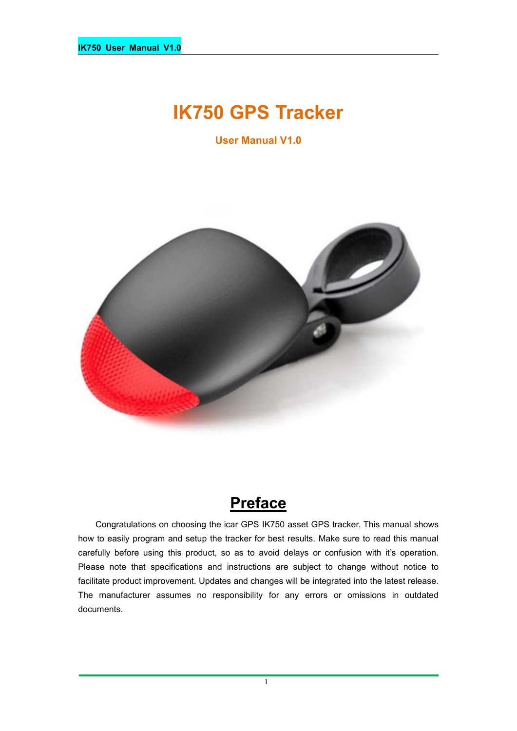# IK750 GPS Tracker

**User Manual V1.0**

## Preface

Congratulations on choosing the icar GPS IK750 asset GPS tracker. This manual shows how to easily program and setup the tracker for best results. Make sure to read this manual carefully before using this product, so as to avoid delays or confusion with it's operation. Please note that specifications and instructions are subject to change without notice to facilitate product improvement. Updates and changes will be integrated into the latest release. The manufacturer assumes no responsibility for any errors or omissions in outdated documents.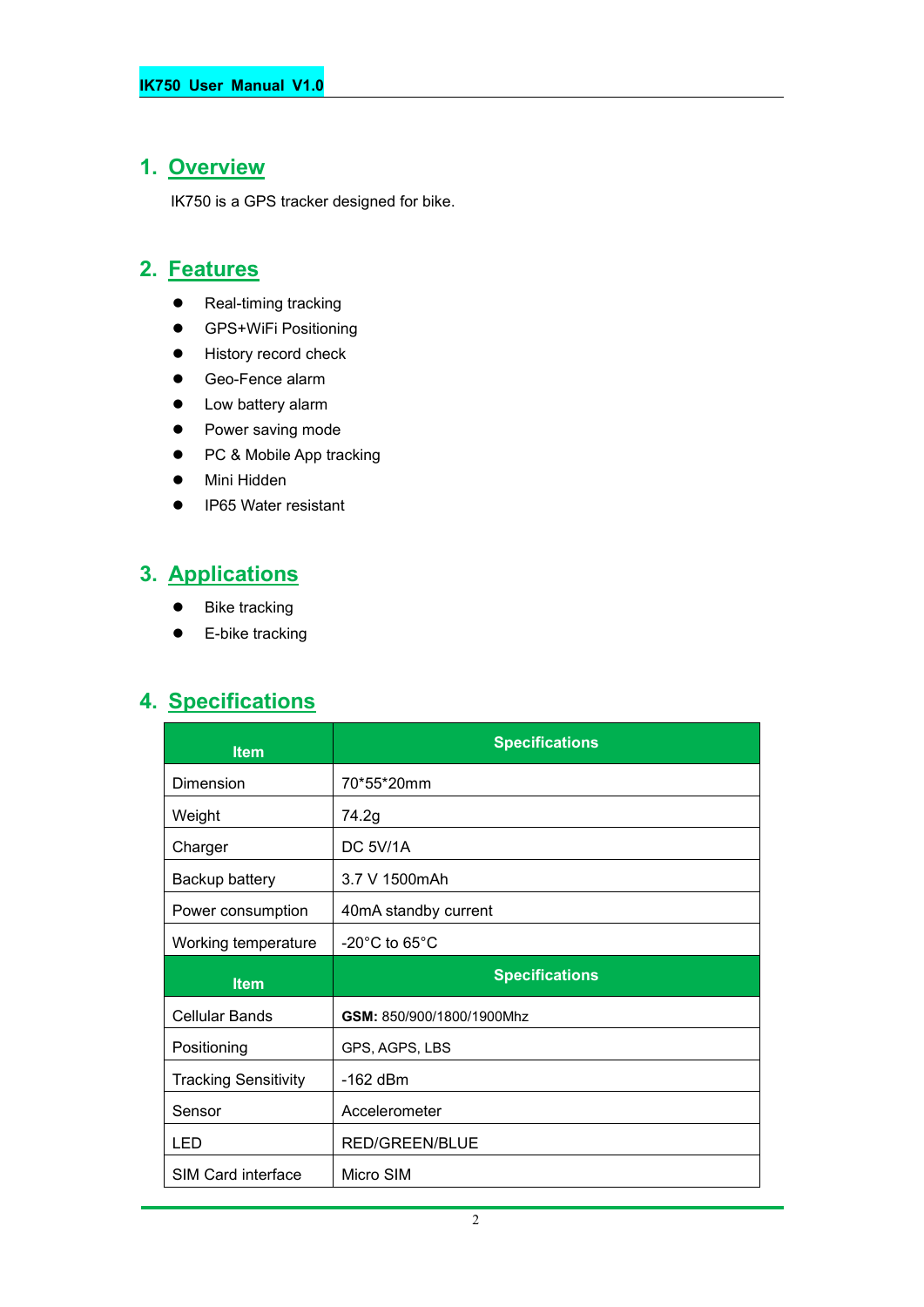## 1. Overview

IK750 is a GPS tracker designed for bike.

## 2. Features

- Real-timing tracking
- GPS+WiFi Positioning
- History record check
- Geo-Fence alarm
- Low battery alarm
- Power saving mode
- PC & Mobile App tracking
- Mini Hidden
- IP65 Water resistant

## 3. Applications

- Bike tracking
- E-bike tracking

## 4. Specifications

| Item | Specifications |
|---|---|
| Dimension | 70*55*20mm |
| Weight | 74.2g |
| Charger | DC 5V/1A |
| Backup battery | 3.7 V 1500mAh |
| Power consumption | 40mA standby current |
| Working temperature | -20°C to 65°C |
| **Item** | **Specifications** |
| Cellular Bands | **GSM:** 850/900/1800/1900Mhz |
| Positioning | GPS, AGPS, LBS |
| Tracking Sensitivity | -162 dBm |
| Sensor | Accelerometer |
| LED | RED/GREEN/BLUE |
| SIM Card interface | Micro SIM |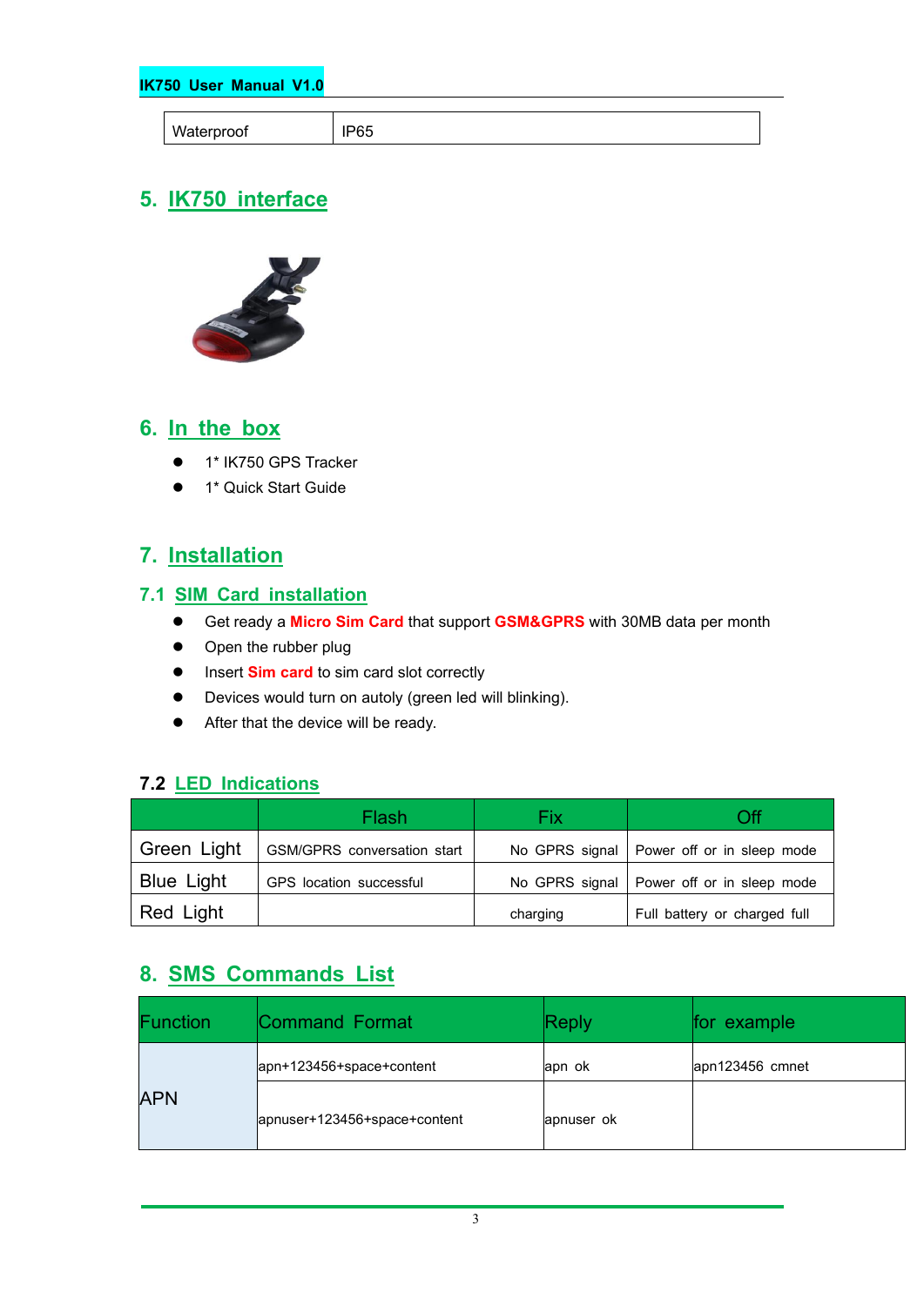| Waterproof | IP65 |
|---|---|

## 5. IK750 interface

## 6. In the box

- 1* IK750 GPS Tracker
- 1* Quick Start Guide

## 7. Installation

### 7.1 SIM Card installation

- Get ready a **Micro Sim Card** that support **GSM&GPRS** with 30MB data per month
- Open the rubber plug
- Insert **Sim card** to sim card slot correctly
- Devices would turn on autoly (green led will blinking).
- After that the device will be ready.

### 7.2 LED Indications

| | Flash | Fix | Off |
|---|---|---|---|
| Green Light | GSM/GPRS conversation start | No GPRS signal | Power off or in sleep mode |
| Blue Light | GPS location successful | No GPRS signal | Power off or in sleep mode |
| Red Light | | charging | Full battery or charged full |

## 8. SMS Commands List

| Function | Command Format | Reply | for example |
|---|---|---|---|
| APN | apn+123456+space+content | apn ok | apn123456 cmnet |
| | apnuser+123456+space+content | apnuser ok | |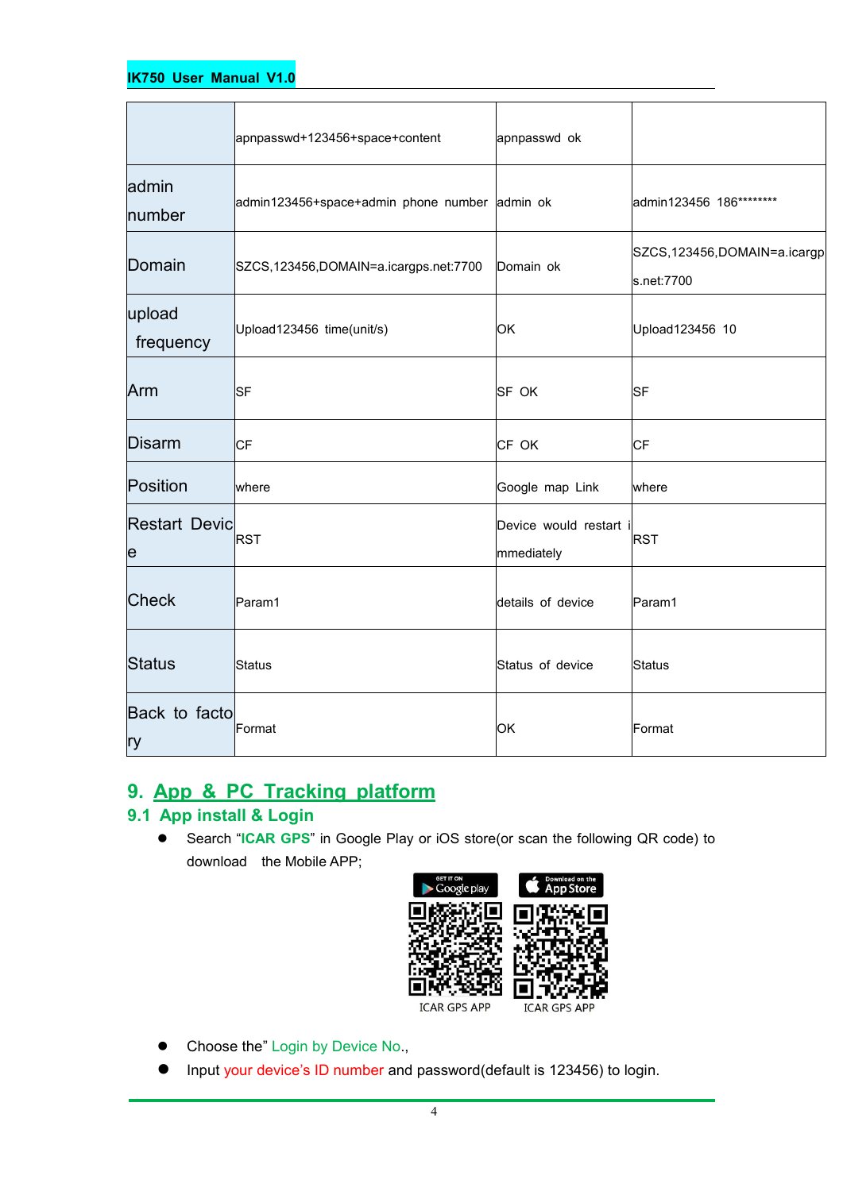| | | | |
|---|---|---|---|
| | apnpasswd+123456+space+content | apnpasswd ok | |
| admin number | admin123456+space+admin phone number | admin ok | admin123456 186******** |
| Domain | SZCS,123456,DOMAIN=a.icargps.net:7700 | Domain ok | SZCS,123456,DOMAIN=a.icargps.net:7700 |
| upload frequency | Upload123456 time(unit/s) | OK | Upload123456 10 |
| Arm | SF | SF OK | SF |
| Disarm | CF | CF OK | CF |
| Position | where | Google map Link | where |
| Restart Device | RST | Device would restart immediately | RST |
| Check | Param1 | details of device | Param1 |
| Status | Status | Status of device | Status |
| Back to factory | Format | OK | Format |

# 9. App & PC Tracking platform

## 9.1 App install & Login

- Search "**ICAR GPS**" in Google Play or iOS store(or scan the following QR code) to download the Mobile APP;

ICAR GPS APP ICAR GPS APP

- Choose the" Login by Device No.,
- Input your device's ID number and password(default is 123456) to login.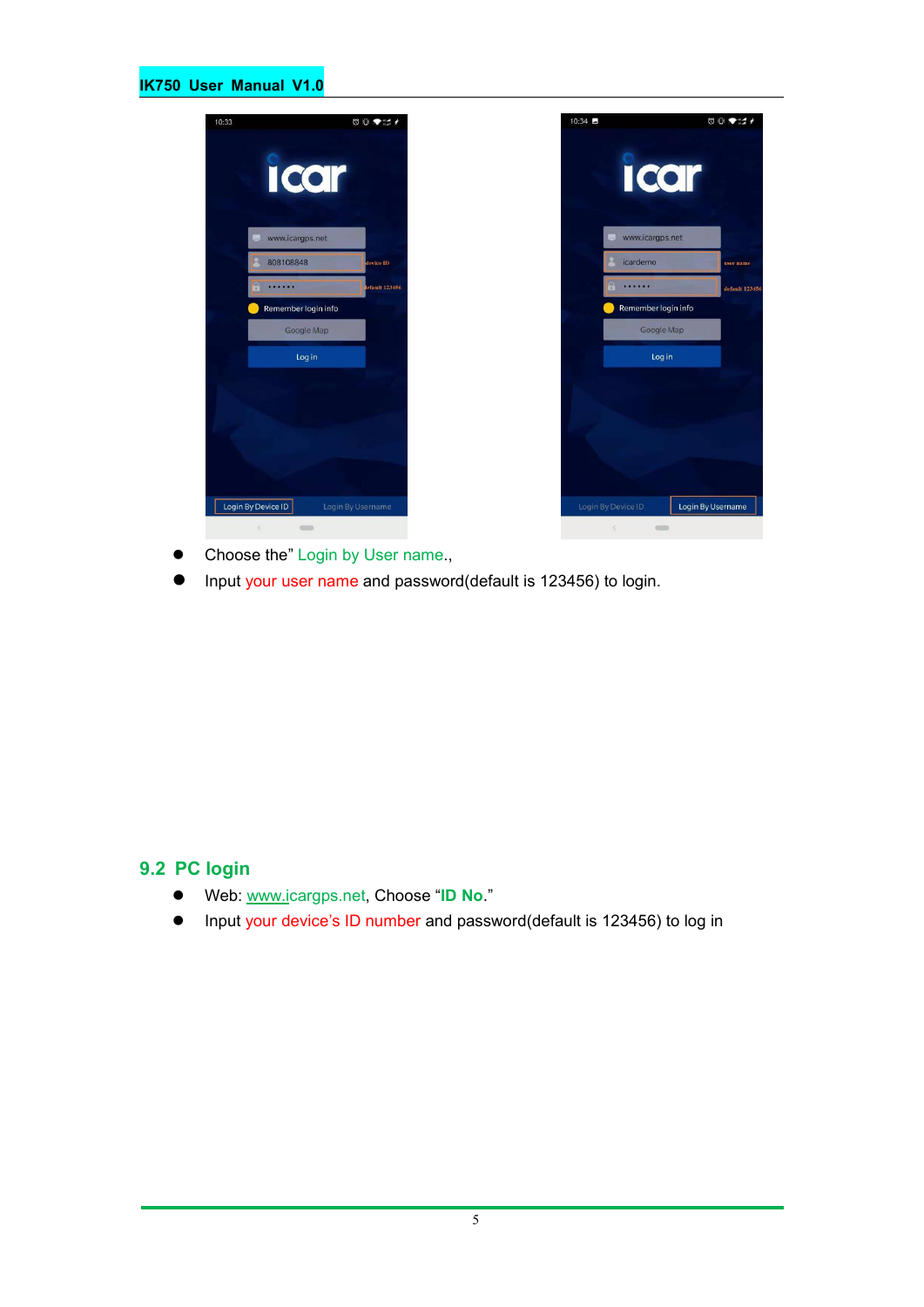- Choose the” Login by User name.,
- Input your user name and password(default is 123456) to login.

## 9.2 PC login

- Web: www.icargps.net, Choose “**ID No**.”
- Input your device’s ID number and password(default is 123456) to log in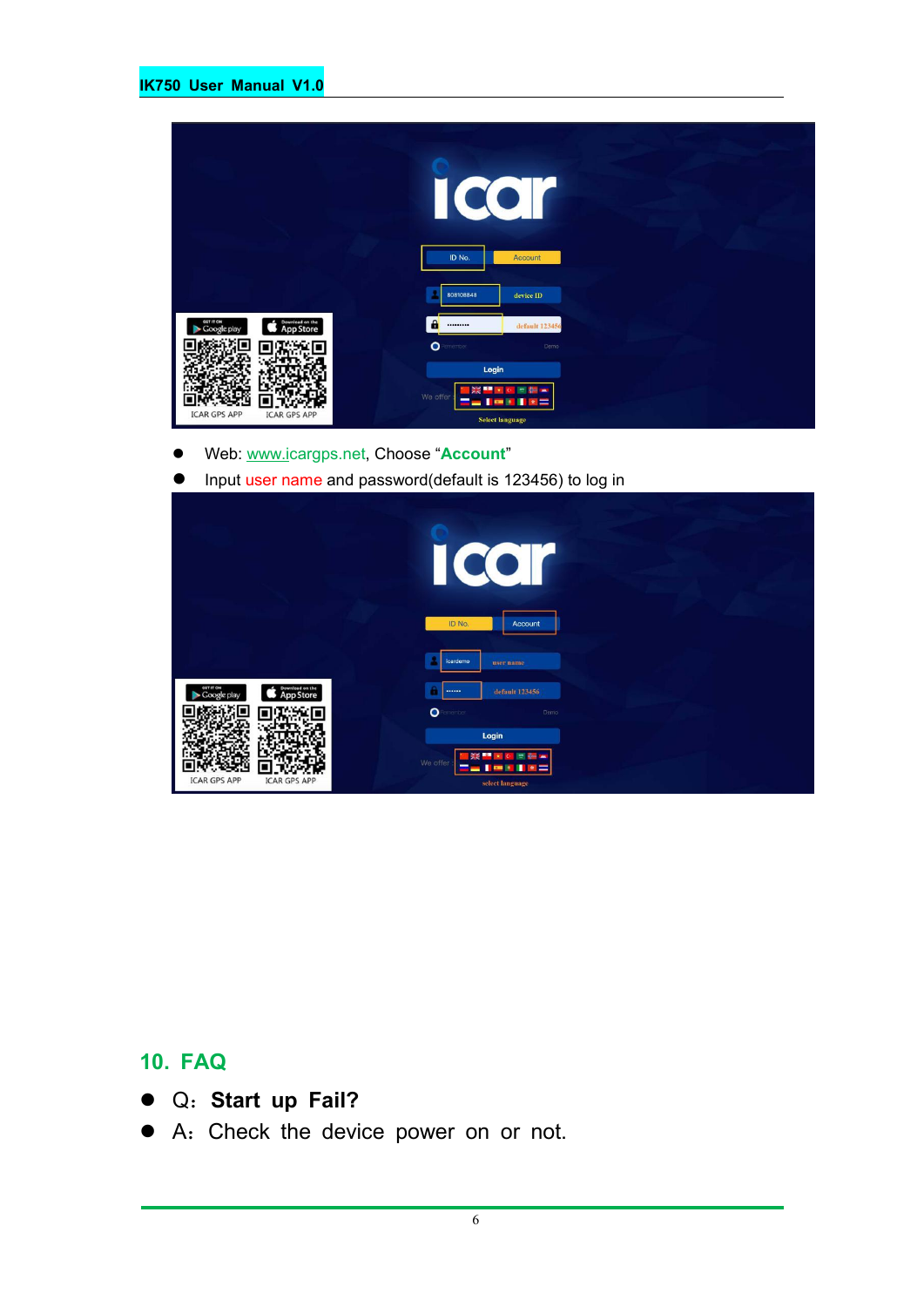- Web: www.icargps.net, Choose "**Account**"
- Input user name and password(default is 123456) to log in

## 10. FAQ

- Q：**Start up Fail?**
- A：Check the device power on or not.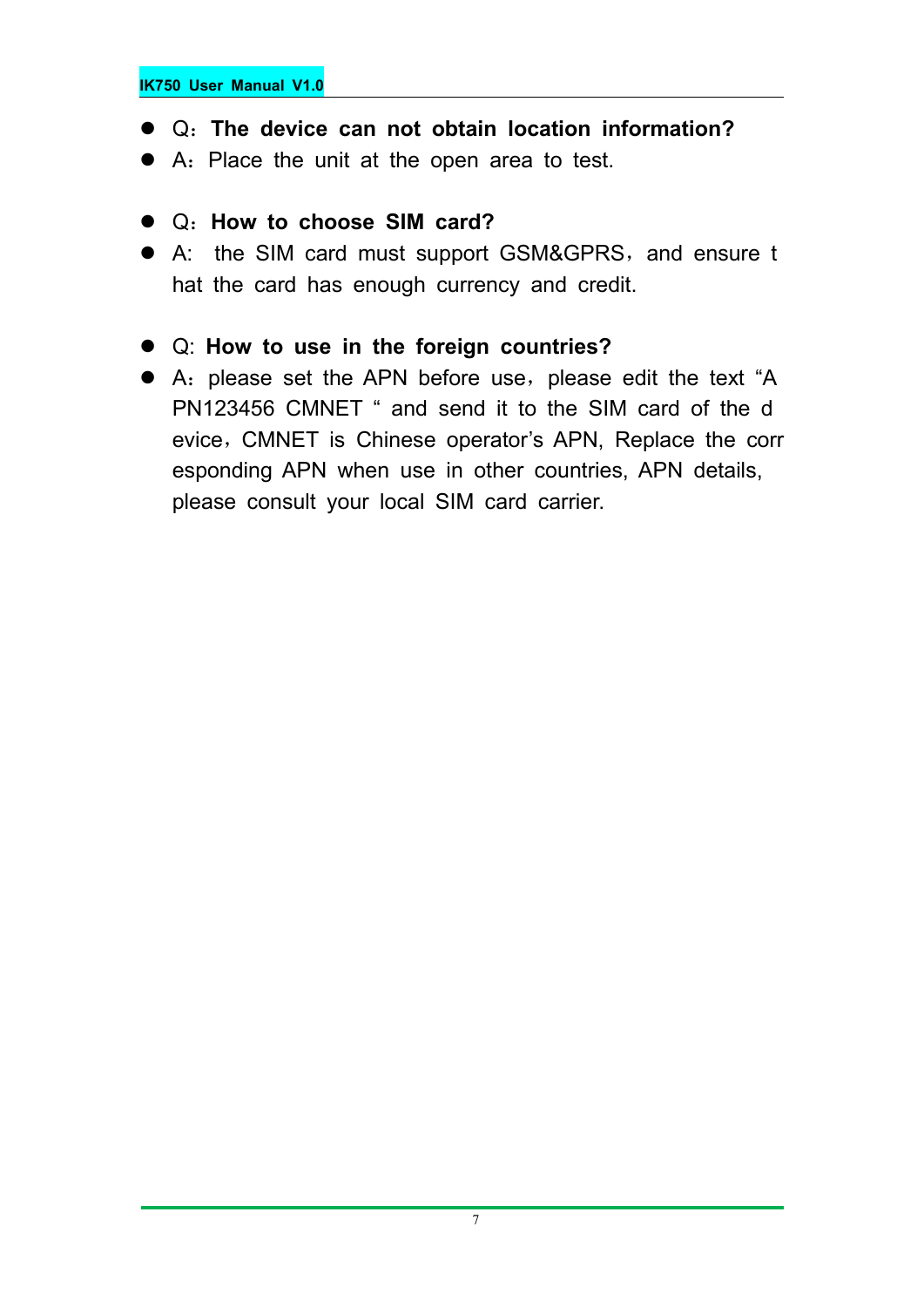- Q：**The device can not obtain location information?**
- A：Place the unit at the open area to test.

- Q：**How to choose SIM card?**
- A: the SIM card must support GSM&GPRS，and ensure that the card has enough currency and credit.

- Q: **How to use in the foreign countries?**
- A：please set the APN before use，please edit the text "APN123456 CMNET " and send it to the SIM card of the device，CMNET is Chinese operator's APN, Replace the corresponding APN when use in other countries, APN details, please consult your local SIM card carrier.